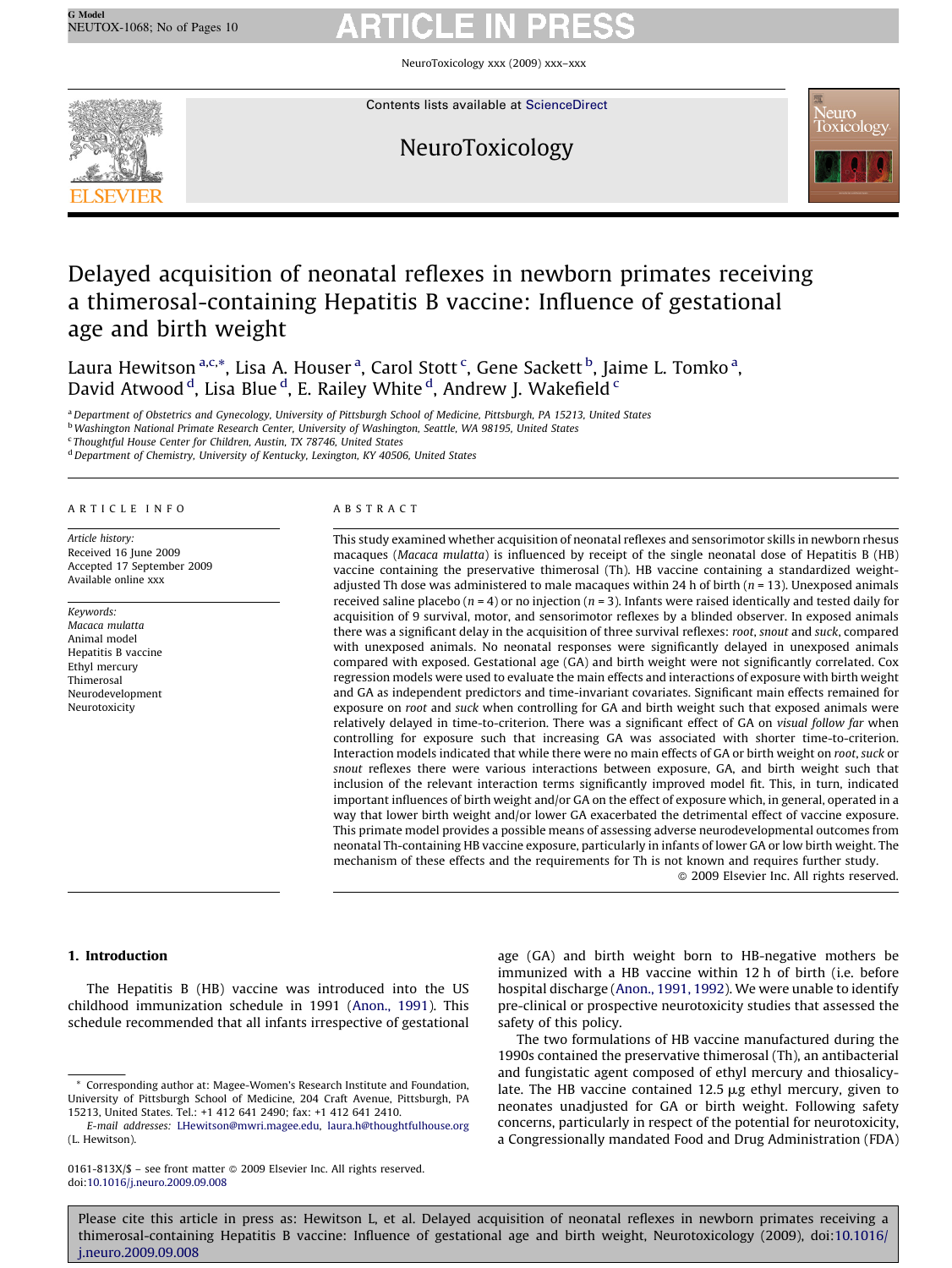# Delayed acquisition of neonatal reflexes in newborn primates receiving a thimerosal-containing Hepatitis B vaccine: Influence of gestational age and birth weight

Laura Hewitson [a,c,*], Lisa A. Houser [a], Carol Stott [c], Gene Sackett [b], Jaime L. Tomko [a], David Atwood [d], Lisa Blue [d], E. Railey White [d], Andrew J. Wakefield [c]

[a] Department of Obstetrics and Gynecology, University of Pittsburgh School of Medicine, Pittsburgh, PA 15213, United States
[b] Washington National Primate Research Center, University of Washington, Seattle, WA 98195, United States
[c] Thoughtful House Center for Children, Austin, TX 78746, United States
[d] Department of Chemistry, University of Kentucky, Lexington, KY 40506, United States

## ARTICLE INFO

*Article history:*
Received 16 June 2009
Accepted 17 September 2009
Available online xxx

*Keywords:*
*Macaca mulatta*
Animal model
Hepatitis B vaccine
Ethyl mercury
Thimerosal
Neurodevelopment
Neurotoxicity

## ABSTRACT

This study examined whether acquisition of neonatal reflexes and sensorimotor skills in newborn rhesus macaques (*Macaca mulatta*) is influenced by receipt of the single neonatal dose of Hepatitis B (HB) vaccine containing the preservative thimerosal (Th). HB vaccine containing a standardized weight-adjusted Th dose was administered to male macaques within 24 h of birth ($n = 13$). Unexposed animals received saline placebo ($n = 4$) or no injection ($n = 3$). Infants were raised identically and tested daily for acquisition of 9 survival, motor, and sensorimotor reflexes by a blinded observer. In exposed animals there was a significant delay in the acquisition of three survival reflexes: *root*, *snout* and *suck*, compared with unexposed animals. No neonatal responses were significantly delayed in unexposed animals compared with exposed. Gestational age (GA) and birth weight were not significantly correlated. Cox regression models were used to evaluate the main effects and interactions of exposure with birth weight and GA as independent predictors and time-invariant covariates. Significant main effects remained for exposure on *root* and *suck* when controlling for GA and birth weight such that exposed animals were relatively delayed in time-to-criterion. There was a significant effect of GA on *visual follow far* when controlling for exposure such that increasing GA was associated with shorter time-to-criterion. Interaction models indicated that while there were no main effects of GA or birth weight on *root*, *suck* or *snout* reflexes there were various interactions between exposure, GA, and birth weight such that inclusion of the relevant interaction terms significantly improved model fit. This, in turn, indicated important influences of birth weight and/or GA on the effect of exposure which, in general, operated in a way that lower birth weight and/or lower GA exacerbated the detrimental effect of vaccine exposure. This primate model provides a possible means of assessing adverse neurodevelopmental outcomes from neonatal Th-containing HB vaccine exposure, particularly in infants of lower GA or low birth weight. The mechanism of these effects and the requirements for Th is not known and requires further study.

© 2009 Elsevier Inc. All rights reserved.

## 1. Introduction

The Hepatitis B (HB) vaccine was introduced into the US childhood immunization schedule in 1991 (Anon., 1991). This schedule recommended that all infants irrespective of gestational age (GA) and birth weight born to HB-negative mothers be immunized with a HB vaccine within 12 h of birth (i.e. before hospital discharge (Anon., 1991, 1992). We were unable to identify pre-clinical or prospective neurotoxicity studies that assessed the safety of this policy.

The two formulations of HB vaccine manufactured during the 1990s contained the preservative thimerosal (Th), an antibacterial and fungistatic agent composed of ethyl mercury and thiosalicylate. The HB vaccine contained 12.5 μg ethyl mercury, given to neonates unadjusted for GA or birth weight. Following safety concerns, particularly in respect of the potential for neurotoxicity, a Congressionally mandated Food and Drug Administration (FDA)

\* Corresponding author at: Magee-Women's Research Institute and Foundation, University of Pittsburgh School of Medicine, 204 Craft Avenue, Pittsburgh, PA 15213, United States. Tel.: +1 412 641 2490; fax: +1 412 641 2410.
*E-mail addresses:* LHewitson@mwri.magee.edu, laura.h@thoughtfulhouse.org (L. Hewitson).

0161-813X/$ – see front matter © 2009 Elsevier Inc. All rights reserved.
doi:10.1016/j.neuro.2009.09.008

Please cite this article in press as: Hewitson L, et al. Delayed acquisition of neonatal reflexes in newborn primates receiving a thimerosal-containing Hepatitis B vaccine: Influence of gestational age and birth weight, Neurotoxicology (2009), doi:10.1016/j.neuro.2009.09.008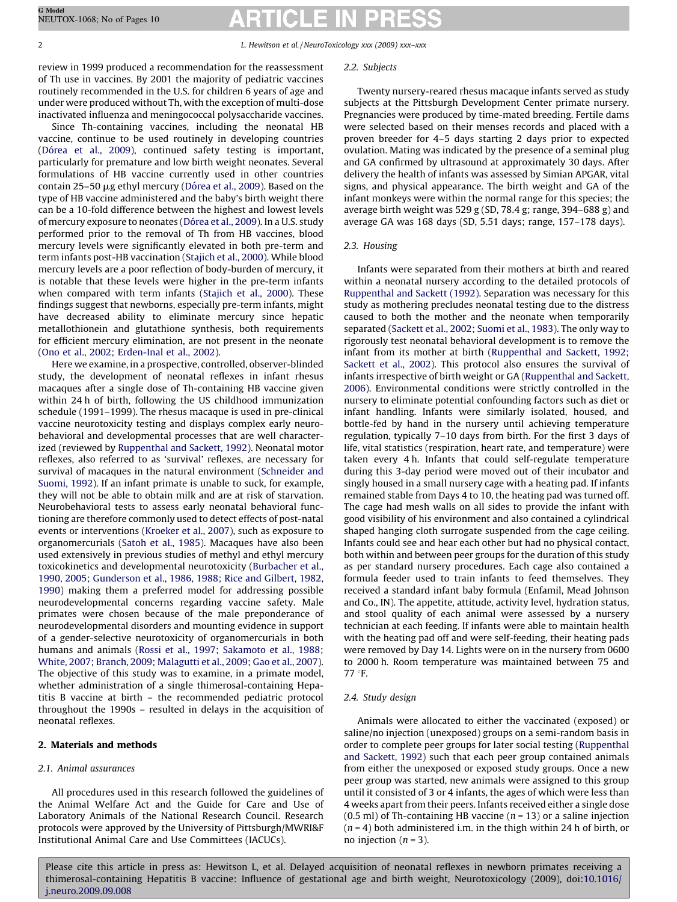review in 1999 produced a recommendation for the reassessment of Th use in vaccines. By 2001 the majority of pediatric vaccines routinely recommended in the U.S. for children 6 years of age and under were produced without Th, with the exception of multi-dose inactivated influenza and meningococcal polysaccharide vaccines.

Since Th-containing vaccines, including the neonatal HB vaccine, continue to be used routinely in developing countries (Dórea et al., 2009), continued safety testing is important, particularly for premature and low birth weight neonates. Several formulations of HB vaccine currently used in other countries contain 25–50 μg ethyl mercury (Dórea et al., 2009). Based on the type of HB vaccine administered and the baby's birth weight there can be a 10-fold difference between the highest and lowest levels of mercury exposure to neonates (Dórea et al., 2009). In a U.S. study performed prior to the removal of Th from HB vaccines, blood mercury levels were significantly elevated in both pre-term and term infants post-HB vaccination (Stajich et al., 2000). While blood mercury levels are a poor reflection of body-burden of mercury, it is notable that these levels were higher in the pre-term infants when compared with term infants (Stajich et al., 2000). These findings suggest that newborns, especially pre-term infants, might have decreased ability to eliminate mercury since hepatic metallothionein and glutathione synthesis, both requirements for efficient mercury elimination, are not present in the neonate (Ono et al., 2002; Erden-Inal et al., 2002).

Here we examine, in a prospective, controlled, observer-blinded study, the development of neonatal reflexes in infant rhesus macaques after a single dose of Th-containing HB vaccine given within 24 h of birth, following the US childhood immunization schedule (1991–1999). The rhesus macaque is used in pre-clinical vaccine neurotoxicity testing and displays complex early neurobehavioral and developmental processes that are well characterized (reviewed by Ruppenthal and Sackett, 1992). Neonatal motor reflexes, also referred to as 'survival' reflexes, are necessary for survival of macaques in the natural environment (Schneider and Suomi, 1992). If an infant primate is unable to suck, for example, they will not be able to obtain milk and are at risk of starvation. Neurobehavioral tests to assess early neonatal behavioral functioning are therefore commonly used to detect effects of post-natal events or interventions (Kroeker et al., 2007), such as exposure to organomercurials (Satoh et al., 1985). Macaques have also been used extensively in previous studies of methyl and ethyl mercury toxicokinetics and developmental neurotoxicity (Burbacher et al., 1990, 2005; Gunderson et al., 1986, 1988; Rice and Gilbert, 1982, 1990) making them a preferred model for addressing possible neurodevelopmental concerns regarding vaccine safety. Male primates were chosen because of the male preponderance of neurodevelopmental disorders and mounting evidence in support of a gender-selective neurotoxicity of organomercurials in both humans and animals (Rossi et al., 1997; Sakamoto et al., 1988; White, 2007; Branch, 2009; Malagutti et al., 2009; Gao et al., 2007). The objective of this study was to examine, in a primate model, whether administration of a single thimerosal-containing Hepatitis B vaccine at birth – the recommended pediatric protocol throughout the 1990s – resulted in delays in the acquisition of neonatal reflexes.

## 2. Materials and methods

### 2.1. Animal assurances

All procedures used in this research followed the guidelines of the Animal Welfare Act and the Guide for Care and Use of Laboratory Animals of the National Research Council. Research protocols were approved by the University of Pittsburgh/MWRI&F Institutional Animal Care and Use Committees (IACUCs).

### 2.2. Subjects

Twenty nursery-reared rhesus macaque infants served as study subjects at the Pittsburgh Development Center primate nursery. Pregnancies were produced by time-mated breeding. Fertile dams were selected based on their menses records and placed with a proven breeder for 4–5 days starting 2 days prior to expected ovulation. Mating was indicated by the presence of a seminal plug and GA confirmed by ultrasound at approximately 30 days. After delivery the health of infants was assessed by Simian APGAR, vital signs, and physical appearance. The birth weight and GA of the infant monkeys were within the normal range for this species; the average birth weight was 529 g (SD, 78.4 g; range, 394–688 g) and average GA was 168 days (SD, 5.51 days; range, 157–178 days).

### 2.3. Housing

Infants were separated from their mothers at birth and reared within a neonatal nursery according to the detailed protocols of Ruppenthal and Sackett (1992). Separation was necessary for this study as mothering precludes neonatal testing due to the distress caused to both the mother and the neonate when temporarily separated (Sackett et al., 2002; Suomi et al., 1983). The only way to rigorously test neonatal behavioral development is to remove the infant from its mother at birth (Ruppenthal and Sackett, 1992; Sackett et al., 2002). This protocol also ensures the survival of infants irrespective of birth weight or GA (Ruppenthal and Sackett, 2006). Environmental conditions were strictly controlled in the nursery to eliminate potential confounding factors such as diet or infant handling. Infants were similarly isolated, housed, and bottle-fed by hand in the nursery until achieving temperature regulation, typically 7–10 days from birth. For the first 3 days of life, vital statistics (respiration, heart rate, and temperature) were taken every 4 h. Infants that could self-regulate temperature during this 3-day period were moved out of their incubator and singly housed in a small nursery cage with a heating pad. If infants remained stable from Days 4 to 10, the heating pad was turned off. The cage had mesh walls on all sides to provide the infant with good visibility of his environment and also contained a cylindrical shaped hanging cloth surrogate suspended from the cage ceiling. Infants could see and hear each other but had no physical contact, both within and between peer groups for the duration of this study as per standard nursery procedures. Each cage also contained a formula feeder used to train infants to feed themselves. They received a standard infant baby formula (Enfamil, Mead Johnson and Co., IN). The appetite, attitude, activity level, hydration status, and stool quality of each animal were assessed by a nursery technician at each feeding. If infants were able to maintain health with the heating pad off and were self-feeding, their heating pads were removed by Day 14. Lights were on in the nursery from 0600 to 2000 h. Room temperature was maintained between 75 and 77 °F.

### 2.4. Study design

Animals were allocated to either the vaccinated (exposed) or saline/no injection (unexposed) groups on a semi-random basis in order to complete peer groups for later social testing (Ruppenthal and Sackett, 1992) such that each peer group contained animals from either the unexposed or exposed study groups. Once a new peer group was started, new animals were assigned to this group until it consisted of 3 or 4 infants, the ages of which were less than 4 weeks apart from their peers. Infants received either a single dose (0.5 ml) of Th-containing HB vaccine ($n = 13$) or a saline injection ($n = 4$) both administered i.m. in the thigh within 24 h of birth, or no injection ($n = 3$).

Please cite this article in press as: Hewitson L, et al. Delayed acquisition of neonatal reflexes in newborn primates receiving a thimerosal-containing Hepatitis B vaccine: Influence of gestational age and birth weight, Neurotoxicology (2009), doi:10.1016/j.neuro.2009.09.008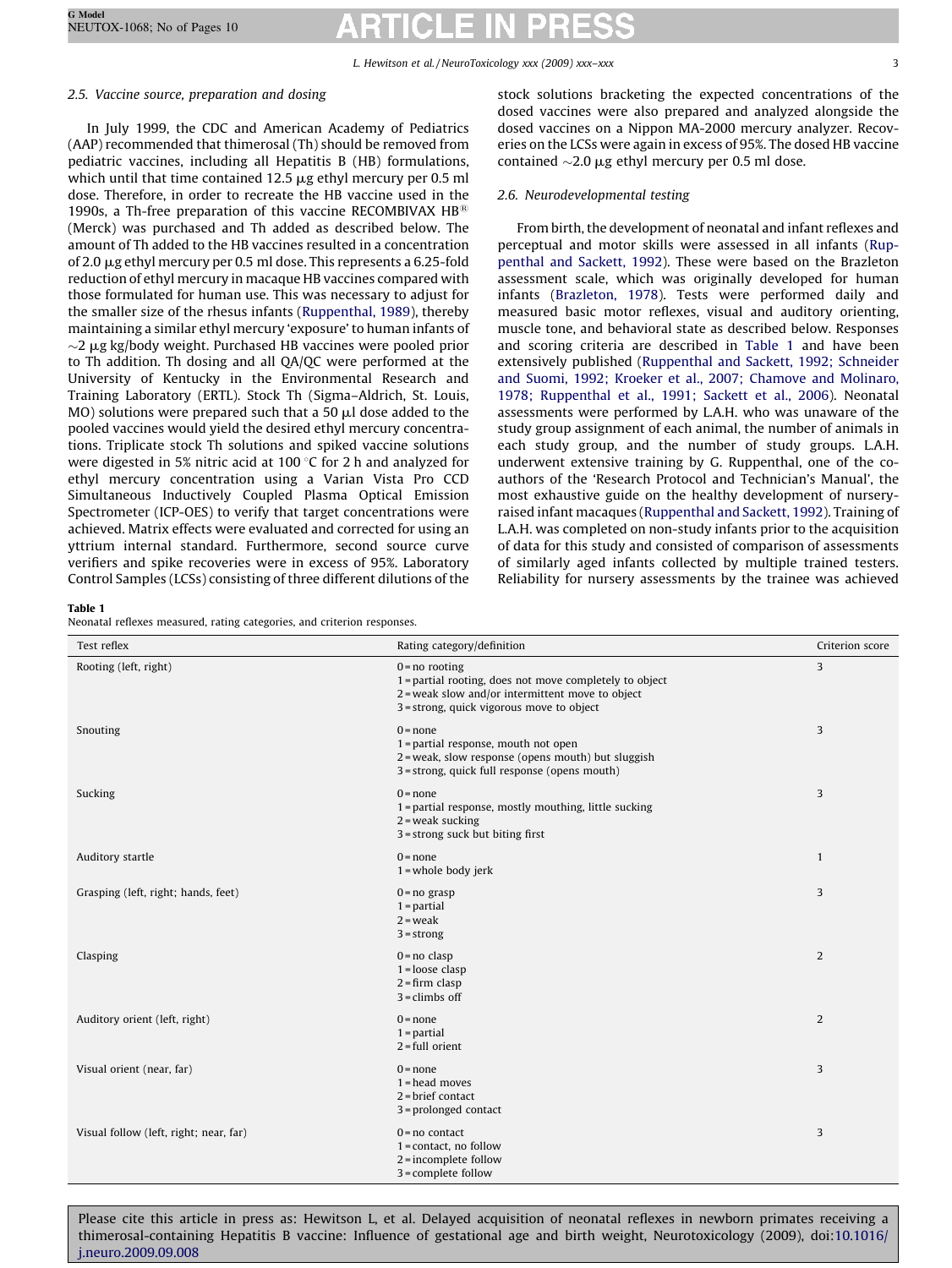### 2.5. Vaccine source, preparation and dosing

In July 1999, the CDC and American Academy of Pediatrics (AAP) recommended that thimerosal (Th) should be removed from pediatric vaccines, including all Hepatitis B (HB) formulations, which until that time contained 12.5 μg ethyl mercury per 0.5 ml dose. Therefore, in order to recreate the HB vaccine used in the 1990s, a Th-free preparation of this vaccine RECOMBIVAX HB® (Merck) was purchased and Th added as described below. The amount of Th added to the HB vaccines resulted in a concentration of 2.0 μg ethyl mercury per 0.5 ml dose. This represents a 6.25-fold reduction of ethyl mercury in macaque HB vaccines compared with those formulated for human use. This was necessary to adjust for the smaller size of the rhesus infants (Ruppenthal, 1989), thereby maintaining a similar ethyl mercury 'exposure' to human infants of ~2 μg kg/body weight. Purchased HB vaccines were pooled prior to Th addition. Th dosing and all QA/QC were performed at the University of Kentucky in the Environmental Research and Training Laboratory (ERTL). Stock Th (Sigma–Aldrich, St. Louis, MO) solutions were prepared such that a 50 μl dose added to the pooled vaccines would yield the desired ethyl mercury concentrations. Triplicate stock Th solutions and spiked vaccine solutions were digested in 5% nitric acid at 100 °C for 2 h and analyzed for ethyl mercury concentration using a Varian Vista Pro CCD Simultaneous Inductively Coupled Plasma Optical Emission Spectrometer (ICP-OES) to verify that target concentrations were achieved. Matrix effects were evaluated and corrected for using an yttrium internal standard. Furthermore, second source curve verifiers and spike recoveries were in excess of 95%. Laboratory Control Samples (LCSs) consisting of three different dilutions of the stock solutions bracketing the expected concentrations of the dosed vaccines were also prepared and analyzed alongside the dosed vaccines on a Nippon MA-2000 mercury analyzer. Recoveries on the LCSs were again in excess of 95%. The dosed HB vaccine contained ~2.0 μg ethyl mercury per 0.5 ml dose.

### 2.6. Neurodevelopmental testing

From birth, the development of neonatal and infant reflexes and perceptual and motor skills were assessed in all infants (Ruppenthal and Sackett, 1992). These were based on the Brazleton assessment scale, which was originally developed for human infants (Brazleton, 1978). Tests were performed daily and measured basic motor reflexes, visual and auditory orienting, muscle tone, and behavioral state as described below. Responses and scoring criteria are described in Table 1 and have been extensively published (Ruppenthal and Sackett, 1992; Schneider and Suomi, 1992; Kroeker et al., 2007; Chamove and Molinaro, 1978; Ruppenthal et al., 1991; Sackett et al., 2006). Neonatal assessments were performed by L.A.H. who was unaware of the study group assignment of each animal, the number of animals in each study group, and the number of study groups. L.A.H. underwent extensive training by G. Ruppenthal, one of the co-authors of the 'Research Protocol and Technician's Manual', the most exhaustive guide on the healthy development of nursery-raised infant macaques (Ruppenthal and Sackett, 1992). Training of L.A.H. was completed on non-study infants prior to the acquisition of data for this study and consisted of comparison of assessments of similarly aged infants collected by multiple trained testers. Reliability for nursery assessments by the trainee was achieved

**Table 1**
Neonatal reflexes measured, rating categories, and criterion responses.

| Test reflex | Rating category/definition | Criterion score |
|---|---|---|
| Rooting (left, right) | 0 = no rooting<br>1 = partial rooting, does not move completely to object<br>2 = weak slow and/or intermittent move to object<br>3 = strong, quick vigorous move to object | 3 |
| Snouting | 0 = none<br>1 = partial response, mouth not open<br>2 = weak, slow response (opens mouth) but sluggish<br>3 = strong, quick full response (opens mouth) | 3 |
| Sucking | 0 = none<br>1 = partial response, mostly mouthing, little sucking<br>2 = weak sucking<br>3 = strong suck but biting first | 3 |
| Auditory startle | 0 = none<br>1 = whole body jerk | 1 |
| Grasping (left, right; hands, feet) | 0 = no grasp<br>1 = partial<br>2 = weak<br>3 = strong | 3 |
| Clasping | 0 = no clasp<br>1 = loose clasp<br>2 = firm clasp<br>3 = climbs off | 2 |
| Auditory orient (left, right) | 0 = none<br>1 = partial<br>2 = full orient | 2 |
| Visual orient (near, far) | 0 = none<br>1 = head moves<br>2 = brief contact<br>3 = prolonged contact | 3 |
| Visual follow (left, right; near, far) | 0 = no contact<br>1 = contact, no follow<br>2 = incomplete follow<br>3 = complete follow | 3 |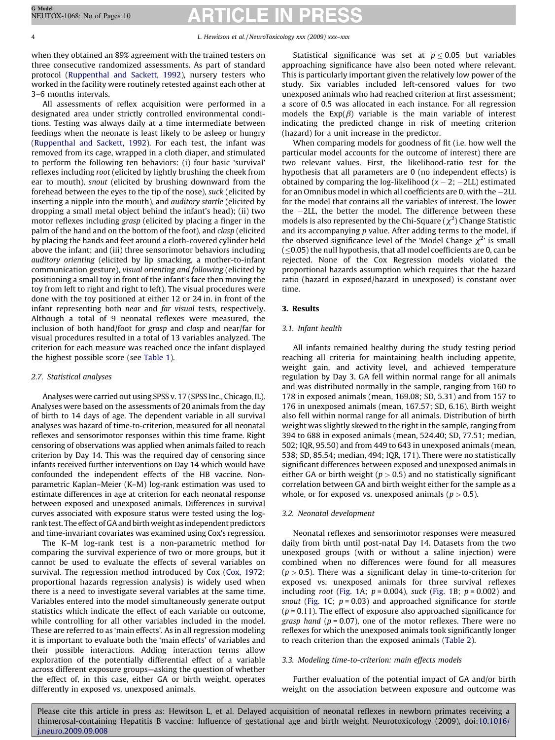when they obtained an 89% agreement with the trained testers on three consecutive randomized assessments. As part of standard protocol (Ruppenthal and Sackett, 1992), nursery testers who worked in the facility were routinely retested against each other at 3–6 months intervals.

All assessments of reflex acquisition were performed in a designated area under strictly controlled environmental conditions. Testing was always daily at a time intermediate between feedings when the neonate is least likely to be asleep or hungry (Ruppenthal and Sackett, 1992). For each test, the infant was removed from its cage, wrapped in a cloth diaper, and stimulated to perform the following ten behaviors: (i) four basic 'survival' reflexes including *root* (elicited by lightly brushing the cheek from ear to mouth), *snout* (elicited by brushing downward from the forehead between the eyes to the tip of the nose), *suck* (elicited by inserting a nipple into the mouth), and *auditory startle* (elicited by dropping a small metal object behind the infant's head); (ii) two motor reflexes including *grasp* (elicited by placing a finger in the palm of the hand and on the bottom of the foot), and *clasp* (elicited by placing the hands and feet around a cloth-covered cylinder held above the infant; and (iii) three sensorimotor behaviors including *auditory orienting* (elicited by lip smacking, a mother-to-infant communication gesture), *visual orienting and following* (elicited by positioning a small toy in front of the infant's face then moving the toy from left to right and right to left). The visual procedures were done with the toy positioned at either 12 or 24 in. in front of the infant representing both *near* and *far visual* tests, respectively. Although a total of 9 neonatal reflexes were measured, the inclusion of both hand/foot for *grasp* and *clasp* and near/far for visual procedures resulted in a total of 13 variables analyzed. The criterion for each measure was reached once the infant displayed the highest possible score (see Table 1).

### 2.7. Statistical analyses

Analyses were carried out using SPSS v. 17 (SPSS Inc., Chicago, IL). Analyses were based on the assessments of 20 animals from the day of birth to 14 days of age. The dependent variable in all survival analyses was hazard of time-to-criterion, measured for all neonatal reflexes and sensorimotor responses within this time frame. Right censoring of observations was applied when animals failed to reach criterion by Day 14. This was the required day of censoring since infants received further interventions on Day 14 which would have confounded the independent effects of the HB vaccine. Non-parametric Kaplan–Meier (K–M) log-rank estimation was used to estimate differences in age at criterion for each neonatal response between exposed and unexposed animals. Differences in survival curves associated with exposure status were tested using the log-rank test. The effect of GA and birth weight as independent predictors and time-invariant covariates was examined using Cox's regression.

The K–M log-rank test is a non-parametric method for comparing the survival experience of two or more groups, but it cannot be used to evaluate the effects of several variables on survival. The regression method introduced by Cox (Cox, 1972; proportional hazards regression analysis) is widely used when there is a need to investigate several variables at the same time. Variables entered into the model simultaneously generate output statistics which indicate the effect of each variable on outcome, while controlling for all other variables included in the model. These are referred to as 'main effects'. As in all regression modeling it is important to evaluate both the 'main effects' of variables and their possible interactions. Adding interaction terms allow exploration of the potentially differential effect of a variable across different exposure groups—asking the question of whether the effect of, in this case, either GA or birth weight, operates differently in exposed vs. unexposed animals.

Statistical significance was set at $p \leq 0.05$ but variables approaching significance have also been noted where relevant. This is particularly important given the relatively low power of the study. Six variables included left-censored values for two unexposed animals who had reached criterion at first assessment; a score of 0.5 was allocated in each instance. For all regression models the Exp($\beta$) variable is the main variable of interest indicating the predicted change in risk of meeting criterion (hazard) for a unit increase in the predictor.

When comparing models for goodness of fit (i.e. how well the particular model accounts for the outcome of interest) there are two relevant values. First, the likelihood-ratio test for the hypothesis that all parameters are 0 (no independent effects) is obtained by comparing the log-likelihood ($x - 2$; $-2$LL) estimated for an Omnibus model in which all coefficients are 0, with the $-2$LL for the model that contains all the variables of interest. The lower the $-2$LL, the better the model. The difference between these models is also represented by the Chi-Square ($\chi^2$) Change Statistic and its accompanying $p$ value. After adding terms to the model, if the observed significance level of the 'Model Change $\chi^2$' is small ($\leq$0.05) the null hypothesis, that all model coefficients are 0, can be rejected. None of the Cox Regression models violated the proportional hazards assumption which requires that the hazard ratio (hazard in exposed/hazard in unexposed) is constant over time.

## 3. Results

### 3.1. Infant health

All infants remained healthy during the study testing period reaching all criteria for maintaining health including appetite, weight gain, and activity level, and achieved temperature regulation by Day 3. GA fell within normal range for all animals and was distributed normally in the sample, ranging from 160 to 178 in exposed animals (mean, 169.08; SD, 5.31) and from 157 to 176 in unexposed animals (mean, 167.57; SD, 6.16). Birth weight also fell within normal range for all animals. Distribution of birth weight was slightly skewed to the right in the sample, ranging from 394 to 688 in exposed animals (mean, 524.40; SD, 77.51; median, 502; IQR, 95.50) and from 449 to 643 in unexposed animals (mean, 538; SD, 85.54; median, 494; IQR, 171). There were no statistically significant differences between exposed and unexposed animals in either GA or birth weight ($p > 0.5$) and no statistically significant correlation between GA and birth weight either for the sample as a whole, or for exposed vs. unexposed animals ($p > 0.5$).

### 3.2. Neonatal development

Neonatal reflexes and sensorimotor responses were measured daily from birth until post-natal Day 14. Datasets from the two unexposed groups (with or without a saline injection) were combined when no differences were found for all measures ($p > 0.5$). There was a significant delay in time-to-criterion for exposed vs. unexposed animals for three survival reflexes including *root* (Fig. 1A; $p = 0.004$), *suck* (Fig. 1B; $p = 0.002$) and *snout* (Fig. 1C; $p = 0.03$) and approached significance for *startle* ($p = 0.11$). The effect of exposure also approached significance for *grasp hand* ($p = 0.07$), one of the motor reflexes. There were no reflexes for which the unexposed animals took significantly longer to reach criterion than the exposed animals (Table 2).

### 3.3. Modeling time-to-criterion: main effects models

Further evaluation of the potential impact of GA and/or birth weight on the association between exposure and outcome was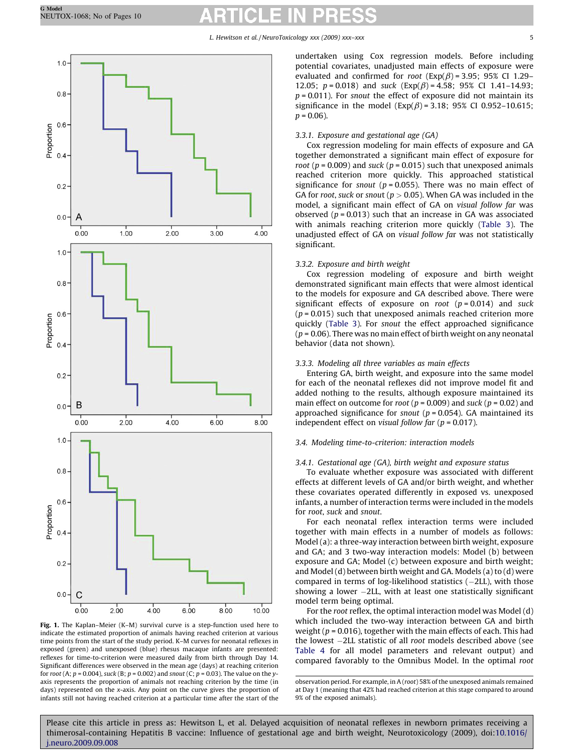**Fig. 1.** The Kaplan–Meier (K–M) survival curve is a step-function used here to indicate the estimated proportion of animals having reached criterion at various time points from the start of the study period. K–M curves for neonatal reflexes in exposed (green) and unexposed (blue) rhesus macaque infants are presented: reflexes for time-to-criterion were measured daily from birth through Day 14. Significant differences were observed in the mean age (days) at reaching criterion for *root* (A; $p = 0.004$), *suck* (B; $p = 0.002$) and *snout* (C; $p = 0.03$). The value on the *y*-axis represents the proportion of animals not reaching criterion by the time (in days) represented on the *x*-axis. Any point on the curve gives the proportion of infants still not having reached criterion at a particular time after the start of the observation period. For example, in A (*root*) 58% of the unexposed animals remained at Day 1 (meaning that 42% had reached criterion at this stage compared to around 9% of the exposed animals).

undertaken using Cox regression models. Before including potential covariates, unadjusted main effects of exposure were evaluated and confirmed for *root* (Exp($\beta$) = 3.95; 95% CI 1.29–12.05; $p = 0.018$) and *suck* (Exp($\beta$) = 4.58; 95% CI 1.41–14.93; $p = 0.011$). For *snout* the effect of exposure did not maintain its significance in the model (Exp($\beta$) = 3.18; 95% CI 0.952–10.615; $p = 0.06$).

#### 3.3.1. Exposure and gestational age (GA)

Cox regression modeling for main effects of exposure and GA together demonstrated a significant main effect of exposure for *root* ($p = 0.009$) and *suck* ($p = 0.015$) such that unexposed animals reached criterion more quickly. This approached statistical significance for *snout* ($p = 0.055$). There was no main effect of GA for *root*, *suck* or *snout* ($p > 0.05$). When GA was included in the model, a significant main effect of GA on *visual follow far* was observed ($p = 0.013$) such that an increase in GA was associated with animals reaching criterion more quickly (Table 3). The unadjusted effect of GA on *visual follow far* was not statistically significant.

#### 3.3.2. Exposure and birth weight

Cox regression modeling of exposure and birth weight demonstrated significant main effects that were almost identical to the models for exposure and GA described above. There were significant effects of exposure on *root* ($p = 0.014$) and *suck* ($p = 0.015$) such that unexposed animals reached criterion more quickly (Table 3). For *snout* the effect approached significance ($p = 0.06$). There was no main effect of birth weight on any neonatal behavior (data not shown).

#### 3.3.3. Modeling all three variables as main effects

Entering GA, birth weight, and exposure into the same model for each of the neonatal reflexes did not improve model fit and added nothing to the results, although exposure maintained its main effect on outcome for *root* ($p = 0.009$) and *suck* ($p = 0.02$) and approached significance for *snout* ($p = 0.054$). GA maintained its independent effect on *visual follow far* ($p = 0.017$).

### 3.4. Modeling time-to-criterion: interaction models

#### 3.4.1. Gestational age (GA), birth weight and exposure status

To evaluate whether exposure was associated with different effects at different levels of GA and/or birth weight, and whether these covariates operated differently in exposed vs. unexposed infants, a number of interaction terms were included in the models for *root*, *suck* and *snout*.

For each neonatal reflex interaction terms were included together with main effects in a number of models as follows: Model (a): a three-way interaction between birth weight, exposure and GA; and 3 two-way interaction models: Model (b) between exposure and GA; Model (c) between exposure and birth weight; and Model (d) between birth weight and GA. Models (a) to (d) were compared in terms of log-likelihood statistics (−2LL), with those showing a lower −2LL, with at least one statistically significant model term being optimal.

For the *root* reflex, the optimal interaction model was Model (d) which included the two-way interaction between GA and birth weight ($p = 0.016$), together with the main effects of each. This had the lowest −2LL statistic of all *root* models described above (see Table 4 for all model parameters and relevant output) and compared favorably to the Omnibus Model. In the optimal *root*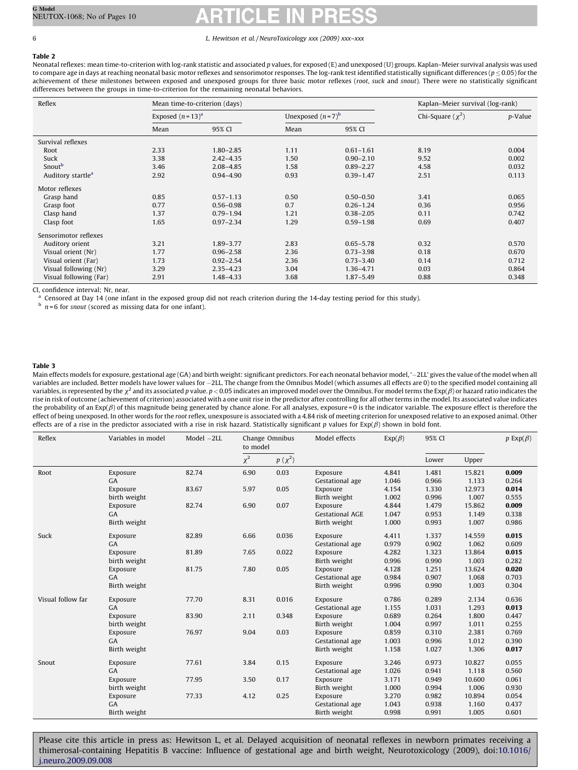**Table 2**

Neonatal reflexes: mean time-to-criterion with log-rank statistic and associated p values, for exposed (E) and unexposed (U) groups. Kaplan–Meier survival analysis was used to compare age in days at reaching neonatal basic motor reflexes and sensorimotor responses. The log-rank test identified statistically significant differences ($p \leq 0.05$) for the achievement of these milestones between exposed and unexposed groups for three basic motor reflexes (*root*, *suck* and *snout*). There were no statistically significant differences between the groups in time-to-criterion for the remaining neonatal behaviors.

| Reflex | Mean time-to-criterion (days) | | | | Kaplan–Meier survival (log-rank) | |
|---|---|---|---|---|---|---|
| | Exposed ($n = 13$)[a] | | Unexposed ($n = 7$)[b] | | Chi-Square ($\chi^2$) | *p*-Value |
| | Mean | 95% CI | Mean | 95% CI | | |
| Survival reflexes | | | | | | |
| Root | 2.33 | 1.80–2.85 | 1.11 | 0.61–1.61 | 8.19 | 0.004 |
| Suck | 3.38 | 2.42–4.35 | 1.50 | 0.90–2.10 | 9.52 | 0.002 |
| Snout[b] | 3.46 | 2.08–4.85 | 1.58 | 0.89–2.27 | 4.58 | 0.032 |
| Auditory startle[a] | 2.92 | 0.94–4.90 | 0.93 | 0.39–1.47 | 2.51 | 0.113 |
| Motor reflexes | | | | | | |
| Grasp hand | 0.85 | 0.57–1.13 | 0.50 | 0.50–0.50 | 3.41 | 0.065 |
| Grasp foot | 0.77 | 0.56–0.98 | 0.7 | 0.26–1.24 | 0.36 | 0.956 |
| Clasp hand | 1.37 | 0.79–1.94 | 1.21 | 0.38–2.05 | 0.11 | 0.742 |
| Clasp foot | 1.65 | 0.97–2.34 | 1.29 | 0.59–1.98 | 0.69 | 0.407 |
| Sensorimotor reflexes | | | | | | |
| Auditory orient | 3.21 | 1.89–3.77 | 2.83 | 0.65–5.78 | 0.32 | 0.570 |
| Visual orient (Nr) | 1.77 | 0.96–2.58 | 2.36 | 0.73–3.98 | 0.18 | 0.670 |
| Visual orient (Far) | 1.73 | 0.92–2.54 | 2.36 | 0.73–3.40 | 0.14 | 0.712 |
| Visual following (Nr) | 3.29 | 2.35–4.23 | 3.04 | 1.36–4.71 | 0.03 | 0.864 |
| Visual following (Far) | 2.91 | 1.48–4.33 | 3.68 | 1.87–5.49 | 0.88 | 0.348 |

CI, confidence interval; Nr, near.

[a] Censored at Day 14 (one infant in the exposed group did not reach criterion during the 14-day testing period for this study).

[b] $n = 6$ for *snout* (scored as missing data for one infant).

**Table 3**

Main effects models for exposure, gestational age (GA) and birth weight: significant predictors. For each neonatal behavior model, '−2LL' gives the value of the model when all variables are included. Better models have lower values for −2LL. The change from the Omnibus Model (which assumes all effects are 0) to the specified model containing all variables, is represented by the $\chi^2$ and its associated p value. $p < 0.05$ indicates an improved model over the Omnibus. For model terms the Exp($\beta$) or hazard ratio indicates the rise in risk of outcome (achievement of criterion) associated with a one unit rise in the predictor after controlling for all other terms in the model. Its associated value indicates the probability of an Exp($\beta$) of this magnitude being generated by chance alone. For all analyses, exposure = 0 is the indicator variable. The exposure effect is therefore the effect of being unexposed. In other words for the *root* reflex, unexposure is associated with a 4.84 risk of meeting criterion for unexposed relative to an exposed animal. Other effects are of a rise in the predictor associated with a rise in risk hazard. Statistically significant p values for Exp($\beta$) shown in bold font.

| Reflex | Variables in model | Model −2LL | Change Omnibus to model | | Model effects | Exp($\beta$) | 95% CI | | p Exp($\beta$) |
|---|---|---|---|---|---|---|---|---|---|
| | | | $\chi^2$ | $p$ ($\chi^2$) | | | Lower | Upper | |
| Root | Exposure | 82.74 | 6.90 | 0.03 | Exposure | 4.841 | 1.481 | 15.821 | **0.009** |
| | GA | | | | Gestational age | 1.046 | 0.966 | 1.133 | 0.264 |
| | Exposure | 83.67 | 5.97 | 0.05 | Exposure | 4.154 | 1.330 | 12.973 | **0.014** |
| | birth weight | | | | Birth weight | 1.002 | 0.996 | 1.007 | 0.555 |
| | Exposure | 82.74 | 6.90 | 0.07 | Exposure | 4.844 | 1.479 | 15.862 | **0.009** |
| | GA | | | | Gestational AGE | 1.047 | 0.953 | 1.149 | 0.338 |
| | Birth weight | | | | Birth weight | 1.000 | 0.993 | 1.007 | 0.986 |
| Suck | Exposure | 82.89 | 6.66 | 0.036 | Exposure | 4.411 | 1.337 | 14.559 | **0.015** |
| | GA | | | | Gestational age | 0.979 | 0.902 | 1.062 | 0.609 |
| | Exposure | 81.89 | 7.65 | 0.022 | Exposure | 4.282 | 1.323 | 13.864 | **0.015** |
| | birth weight | | | | Birth weight | 0.996 | 0.990 | 1.003 | 0.282 |
| | Exposure | 81.75 | 7.80 | 0.05 | Exposure | 4.128 | 1.251 | 13.624 | **0.020** |
| | GA | | | | Gestational age | 0.984 | 0.907 | 1.068 | 0.703 |
| | Birth weight | | | | Birth weight | 0.996 | 0.990 | 1.003 | 0.304 |
| Visual follow far | Exposure | 77.70 | 8.31 | 0.016 | Exposure | 0.786 | 0.289 | 2.134 | 0.636 |
| | GA | | | | Gestational age | 1.155 | 1.031 | 1.293 | **0.013** |
| | Exposure | 83.90 | 2.11 | 0.348 | Exposure | 0.689 | 0.264 | 1.800 | 0.447 |
| | birth weight | | | | Birth weight | 1.004 | 0.997 | 1.011 | 0.255 |
| | Exposure | 76.97 | 9.04 | 0.03 | Exposure | 0.859 | 0.310 | 2.381 | 0.769 |
| | GA | | | | Gestational age | 1.003 | 0.996 | 1.012 | 0.390 |
| | Birth weight | | | | Birth weight | 1.158 | 1.027 | 1.306 | **0.017** |
| Snout | Exposure | 77.61 | 3.84 | 0.15 | Exposure | 3.246 | 0.973 | 10.827 | 0.055 |
| | GA | | | | Gestational age | 1.026 | 0.941 | 1.118 | 0.560 |
| | Exposure | 77.95 | 3.50 | 0.17 | Exposure | 3.171 | 0.949 | 10.600 | 0.061 |
| | birth weight | | | | Birth weight | 1.000 | 0.994 | 1.006 | 0.930 |
| | Exposure | 77.33 | 4.12 | 0.25 | Exposure | 3.270 | 0.982 | 10.894 | 0.054 |
| | GA | | | | Gestational age | 1.043 | 0.938 | 1.160 | 0.437 |
| | Birth weight | | | | Birth weight | 0.998 | 0.991 | 1.005 | 0.601 |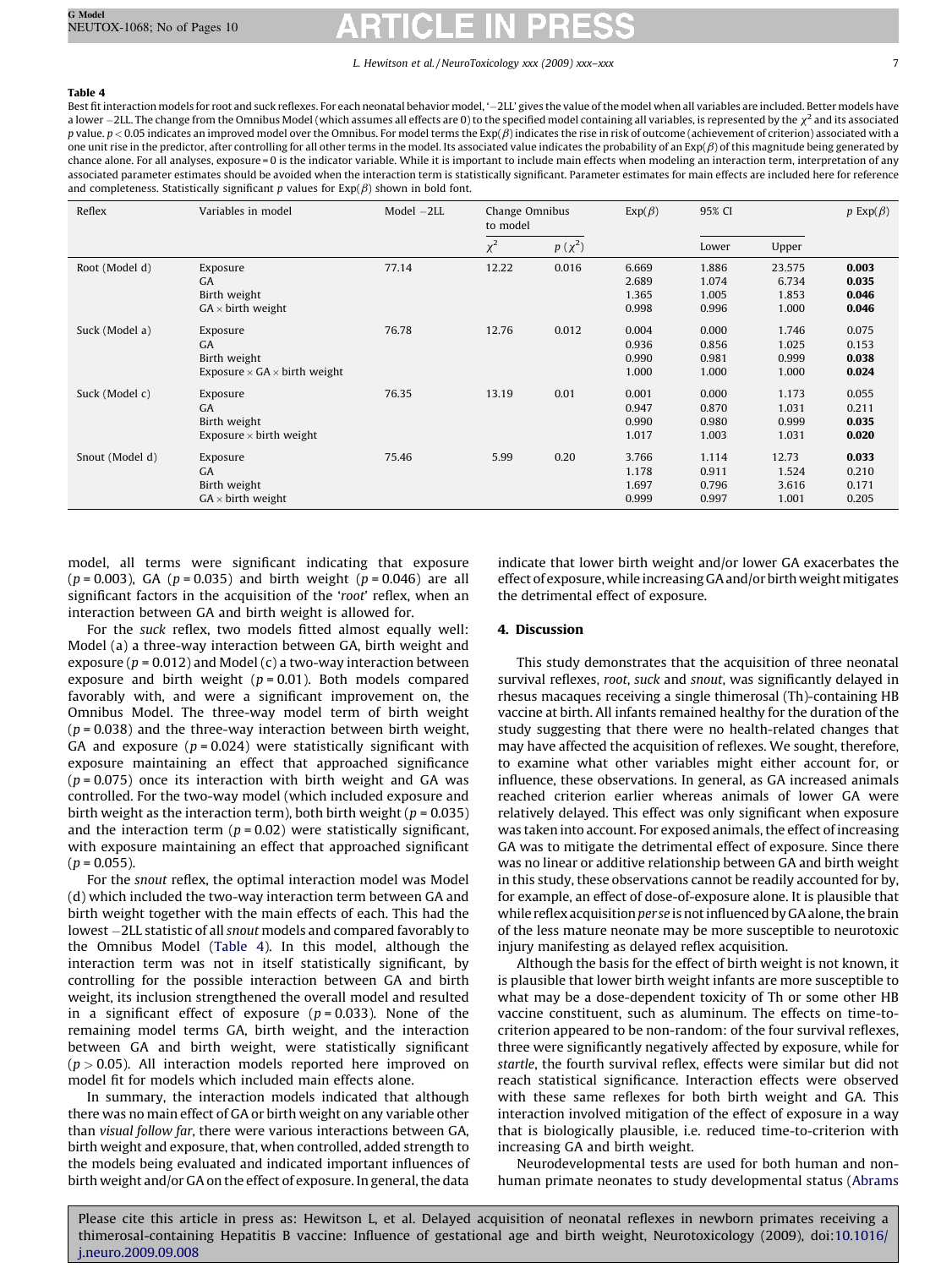**Table 4**

Best fit interaction models for root and suck reflexes. For each neonatal behavior model, '−2LL' gives the value of the model when all variables are included. Better models have a lower −2LL. The change from the Omnibus Model (which assumes all effects are 0) to the specified model containing all variables, is represented by the $\chi^2$ and its associated $p$ value. $p < 0.05$ indicates an improved model over the Omnibus. For model terms the Exp($\beta$) indicates the rise in risk of outcome (achievement of criterion) associated with a one unit rise in the predictor, after controlling for all other terms in the model. Its associated value indicates the probability of an Exp($\beta$) of this magnitude being generated by chance alone. For all analyses, exposure = 0 is the indicator variable. While it is important to include main effects when modeling an interaction term, interpretation of any associated parameter estimates should be avoided when the interaction term is statistically significant. Parameter estimates for main effects are included here for reference and completeness. Statistically significant $p$ values for Exp($\beta$) shown in bold font.

| Reflex | Variables in model | Model −2LL | Change Omnibus to model | | Exp($\beta$) | 95% CI | | $p$ Exp($\beta$) |
|---|---|---|---|---|---|---|---|---|
| | | | $\chi^2$ | $p$ ($\chi^2$) | | Lower | Upper | |
| Root (Model d) | Exposure | 77.14 | 12.22 | 0.016 | 6.669 | 1.886 | 23.575 | **0.003** |
| | GA | | | | 2.689 | 1.074 | 6.734 | **0.035** |
| | Birth weight | | | | 1.365 | 1.005 | 1.853 | **0.046** |
| | GA × birth weight | | | | 0.998 | 0.996 | 1.000 | **0.046** |
| Suck (Model a) | Exposure | 76.78 | 12.76 | 0.012 | 0.004 | 0.000 | 1.746 | 0.075 |
| | GA | | | | 0.936 | 0.856 | 1.025 | 0.153 |
| | Birth weight | | | | 0.990 | 0.981 | 0.999 | **0.038** |
| | Exposure × GA × birth weight | | | | 1.000 | 1.000 | 1.000 | **0.024** |
| Suck (Model c) | Exposure | 76.35 | 13.19 | 0.01 | 0.001 | 0.000 | 1.173 | 0.055 |
| | GA | | | | 0.947 | 0.870 | 1.031 | 0.211 |
| | Birth weight | | | | 0.990 | 0.980 | 0.999 | **0.035** |
| | Exposure × birth weight | | | | 1.017 | 1.003 | 1.031 | **0.020** |
| Snout (Model d) | Exposure | 75.46 | 5.99 | 0.20 | 3.766 | 1.114 | 12.73 | **0.033** |
| | GA | | | | 1.178 | 0.911 | 1.524 | 0.210 |
| | Birth weight | | | | 1.697 | 0.796 | 3.616 | 0.171 |
| | GA × birth weight | | | | 0.999 | 0.997 | 1.001 | 0.205 |

model, all terms were significant indicating that exposure ($p = 0.003$), GA ($p = 0.035$) and birth weight ($p = 0.046$) are all significant factors in the acquisition of the '*root*' reflex, when an interaction between GA and birth weight is allowed for.

For the *suck* reflex, two models fitted almost equally well: Model (a) a three-way interaction between GA, birth weight and exposure ($p = 0.012$) and Model (c) a two-way interaction between exposure and birth weight ($p = 0.01$). Both models compared favorably with, and were a significant improvement on, the Omnibus Model. The three-way model term of birth weight ($p = 0.038$) and the three-way interaction between birth weight, GA and exposure ($p = 0.024$) were statistically significant with exposure maintaining an effect that approached significance ($p = 0.075$) once its interaction with birth weight and GA was controlled. For the two-way model (which included exposure and birth weight as the interaction term), both birth weight ($p = 0.035$) and the interaction term ($p = 0.02$) were statistically significant, with exposure maintaining an effect that approached significant ($p = 0.055$).

For the *snout* reflex, the optimal interaction model was Model (d) which included the two-way interaction term between GA and birth weight together with the main effects of each. This had the lowest −2LL statistic of all *snout* models and compared favorably to the Omnibus Model (Table 4). In this model, although the interaction term was not in itself statistically significant, by controlling for the possible interaction between GA and birth weight, its inclusion strengthened the overall model and resulted in a significant effect of exposure ($p = 0.033$). None of the remaining model terms GA, birth weight, and the interaction between GA and birth weight, were statistically significant ($p > 0.05$). All interaction models reported here improved on model fit for models which included main effects alone.

In summary, the interaction models indicated that although there was no main effect of GA or birth weight on any variable other than *visual follow far*, there were various interactions between GA, birth weight and exposure, that, when controlled, added strength to the models being evaluated and indicated important influences of birth weight and/or GA on the effect of exposure. In general, the data indicate that lower birth weight and/or lower GA exacerbates the effect of exposure, while increasing GA and/or birth weight mitigates the detrimental effect of exposure.

## 4. Discussion

This study demonstrates that the acquisition of three neonatal survival reflexes, *root*, *suck* and *snout*, was significantly delayed in rhesus macaques receiving a single thimerosal (Th)-containing HB vaccine at birth. All infants remained healthy for the duration of the study suggesting that there were no health-related changes that may have affected the acquisition of reflexes. We sought, therefore, to examine what other variables might either account for, or influence, these observations. In general, as GA increased animals reached criterion earlier whereas animals of lower GA were relatively delayed. This effect was only significant when exposure was taken into account. For exposed animals, the effect of increasing GA was to mitigate the detrimental effect of exposure. Since there was no linear or additive relationship between GA and birth weight in this study, these observations cannot be readily accounted for by, for example, an effect of dose-of-exposure alone. It is plausible that while reflex acquisition *per se* is not influenced by GA alone, the brain of the less mature neonate may be more susceptible to neurotoxic injury manifesting as delayed reflex acquisition.

Although the basis for the effect of birth weight is not known, it is plausible that lower birth weight infants are more susceptible to what may be a dose-dependent toxicity of Th or some other HB vaccine constituent, such as aluminum. The effects on time-to-criterion appeared to be non-random: of the four survival reflexes, three were significantly negatively affected by exposure, while for *startle*, the fourth survival reflex, effects were similar but did not reach statistical significance. Interaction effects were observed with these same reflexes for both birth weight and GA. This interaction involved mitigation of the effect of exposure in a way that is biologically plausible, i.e. reduced time-to-criterion with increasing GA and birth weight.

Neurodevelopmental tests are used for both human and non-human primate neonates to study developmental status (Abrams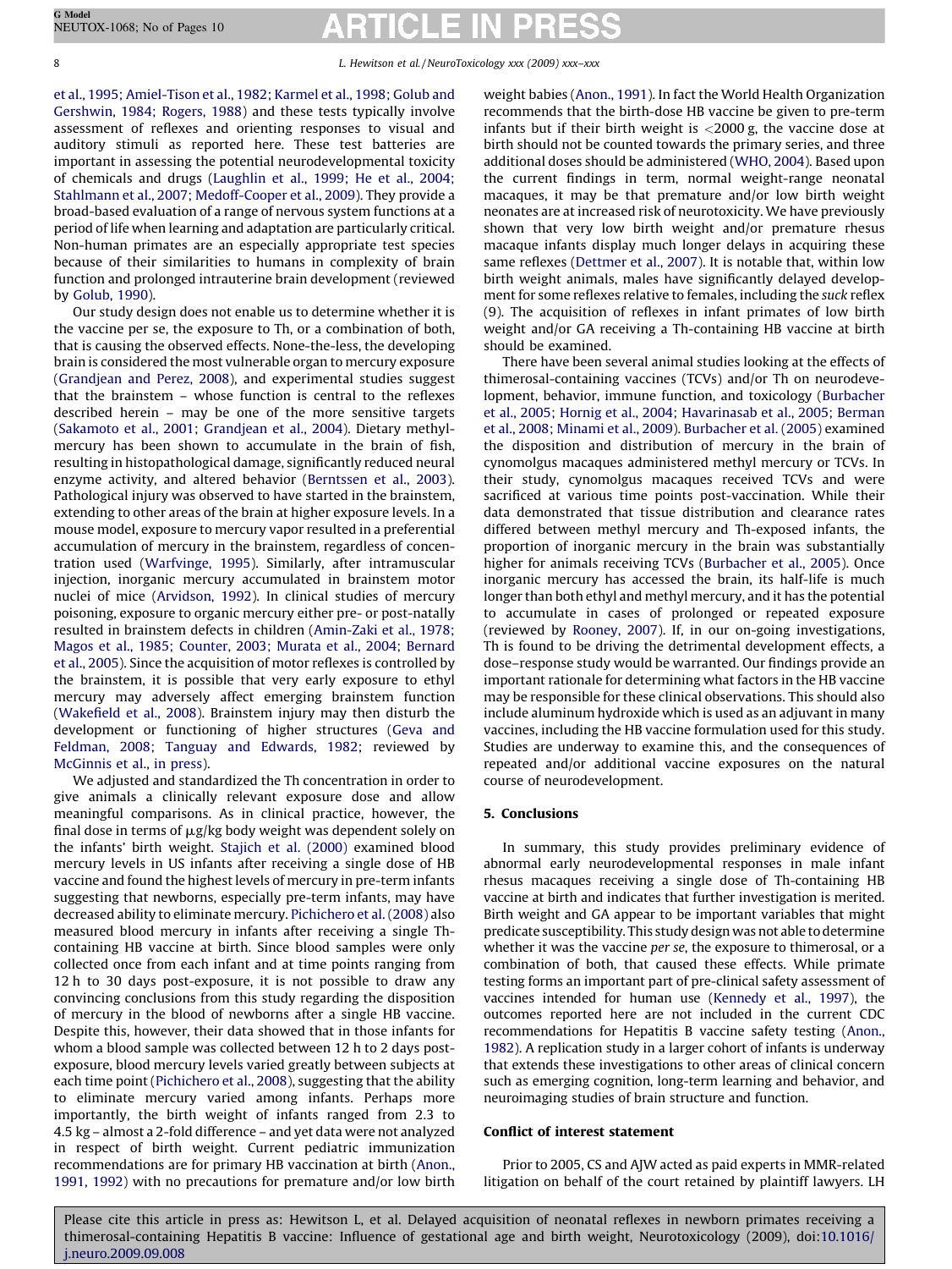et al., 1995; Amiel-Tison et al., 1982; Karmel et al., 1998; Golub and Gershwin, 1984; Rogers, 1988) and these tests typically involve assessment of reflexes and orienting responses to visual and auditory stimuli as reported here. These test batteries are important in assessing the potential neurodevelopmental toxicity of chemicals and drugs (Laughlin et al., 1999; He et al., 2004; Stahlmann et al., 2007; Medoff-Cooper et al., 2009). They provide a broad-based evaluation of a range of nervous system functions at a period of life when learning and adaptation are particularly critical. Non-human primates are an especially appropriate test species because of their similarities to humans in complexity of brain function and prolonged intrauterine brain development (reviewed by Golub, 1990).

Our study design does not enable us to determine whether it is the vaccine per se, the exposure to Th, or a combination of both, that is causing the observed effects. None-the-less, the developing brain is considered the most vulnerable organ to mercury exposure (Grandjean and Perez, 2008), and experimental studies suggest that the brainstem – whose function is central to the reflexes described herein – may be one of the more sensitive targets (Sakamoto et al., 2001; Grandjean et al., 2004). Dietary methylmercury has been shown to accumulate in the brain of fish, resulting in histopathological damage, significantly reduced neural enzyme activity, and altered behavior (Berntssen et al., 2003). Pathological injury was observed to have started in the brainstem, extending to other areas of the brain at higher exposure levels. In a mouse model, exposure to mercury vapor resulted in a preferential accumulation of mercury in the brainstem, regardless of concentration used (Warfvinge, 1995). Similarly, after intramuscular injection, inorganic mercury accumulated in brainstem motor nuclei of mice (Arvidson, 1992). In clinical studies of mercury poisoning, exposure to organic mercury either pre- or post-natally resulted in brainstem defects in children (Amin-Zaki et al., 1978; Magos et al., 1985; Counter, 2003; Murata et al., 2004; Bernard et al., 2005). Since the acquisition of motor reflexes is controlled by the brainstem, it is possible that very early exposure to ethyl mercury may adversely affect emerging brainstem function (Wakefield et al., 2008). Brainstem injury may then disturb the development or functioning of higher structures (Geva and Feldman, 2008; Tanguay and Edwards, 1982; reviewed by McGinnis et al., in press).

We adjusted and standardized the Th concentration in order to give animals a clinically relevant exposure dose and allow meaningful comparisons. As in clinical practice, however, the final dose in terms of μg/kg body weight was dependent solely on the infants' birth weight. Stajich et al. (2000) examined blood mercury levels in US infants after receiving a single dose of HB vaccine and found the highest levels of mercury in pre-term infants suggesting that newborns, especially pre-term infants, may have decreased ability to eliminate mercury. Pichichero et al. (2008) also measured blood mercury in infants after receiving a single Th-containing HB vaccine at birth. Since blood samples were only collected once from each infant and at time points ranging from 12 h to 30 days post-exposure, it is not possible to draw any convincing conclusions from this study regarding the disposition of mercury in the blood of newborns after a single HB vaccine. Despite this, however, their data showed that in those infants for whom a blood sample was collected between 12 h to 2 days post-exposure, blood mercury levels varied greatly between subjects at each time point (Pichichero et al., 2008), suggesting that the ability to eliminate mercury varied among infants. Perhaps more importantly, the birth weight of infants ranged from 2.3 to 4.5 kg – almost a 2-fold difference – and yet data were not analyzed in respect of birth weight. Current pediatric immunization recommendations are for primary HB vaccination at birth (Anon., 1991, 1992) with no precautions for premature and/or low birth weight babies (Anon., 1991). In fact the World Health Organization recommends that the birth-dose HB vaccine be given to pre-term infants but if their birth weight is <2000 g, the vaccine dose at birth should not be counted towards the primary series, and three additional doses should be administered (WHO, 2004). Based upon the current findings in term, normal weight-range neonatal macaques, it may be that premature and/or low birth weight neonates are at increased risk of neurotoxicity. We have previously shown that very low birth weight and/or premature rhesus macaque infants display much longer delays in acquiring these same reflexes (Dettmer et al., 2007). It is notable that, within low birth weight animals, males have significantly delayed development for some reflexes relative to females, including the *suck* reflex (9). The acquisition of reflexes in infant primates of low birth weight and/or GA receiving a Th-containing HB vaccine at birth should be examined.

There have been several animal studies looking at the effects of thimerosal-containing vaccines (TCVs) and/or Th on neurodevelopment, behavior, immune function, and toxicology (Burbacher et al., 2005; Hornig et al., 2004; Havarinasab et al., 2005; Berman et al., 2008; Minami et al., 2009). Burbacher et al. (2005) examined the disposition and distribution of mercury in the brain of cynomolgus macaques administered methyl mercury or TCVs. In their study, cynomolgus macaques received TCVs and were sacrificed at various time points post-vaccination. While their data demonstrated that tissue distribution and clearance rates differed between methyl mercury and Th-exposed infants, the proportion of inorganic mercury in the brain was substantially higher for animals receiving TCVs (Burbacher et al., 2005). Once inorganic mercury has accessed the brain, its half-life is much longer than both ethyl and methyl mercury, and it has the potential to accumulate in cases of prolonged or repeated exposure (reviewed by Rooney, 2007). If, in our on-going investigations, Th is found to be driving the detrimental development effects, a dose–response study would be warranted. Our findings provide an important rationale for determining what factors in the HB vaccine may be responsible for these clinical observations. This should also include aluminum hydroxide which is used as an adjuvant in many vaccines, including the HB vaccine formulation used for this study. Studies are underway to examine this, and the consequences of repeated and/or additional vaccine exposures on the natural course of neurodevelopment.

## 5. Conclusions

In summary, this study provides preliminary evidence of abnormal early neurodevelopmental responses in male infant rhesus macaques receiving a single dose of Th-containing HB vaccine at birth and indicates that further investigation is merited. Birth weight and GA appear to be important variables that might predicate susceptibility. This study design was not able to determine whether it was the vaccine *per se*, the exposure to thimerosal, or a combination of both, that caused these effects. While primate testing forms an important part of pre-clinical safety assessment of vaccines intended for human use (Kennedy et al., 1997), the outcomes reported here are not included in the current CDC recommendations for Hepatitis B vaccine safety testing (Anon., 1982). A replication study in a larger cohort of infants is underway that extends these investigations to other areas of clinical concern such as emerging cognition, long-term learning and behavior, and neuroimaging studies of brain structure and function.

### Conflict of interest statement

Prior to 2005, CS and AJW acted as paid experts in MMR-related litigation on behalf of the court retained by plaintiff lawyers. LH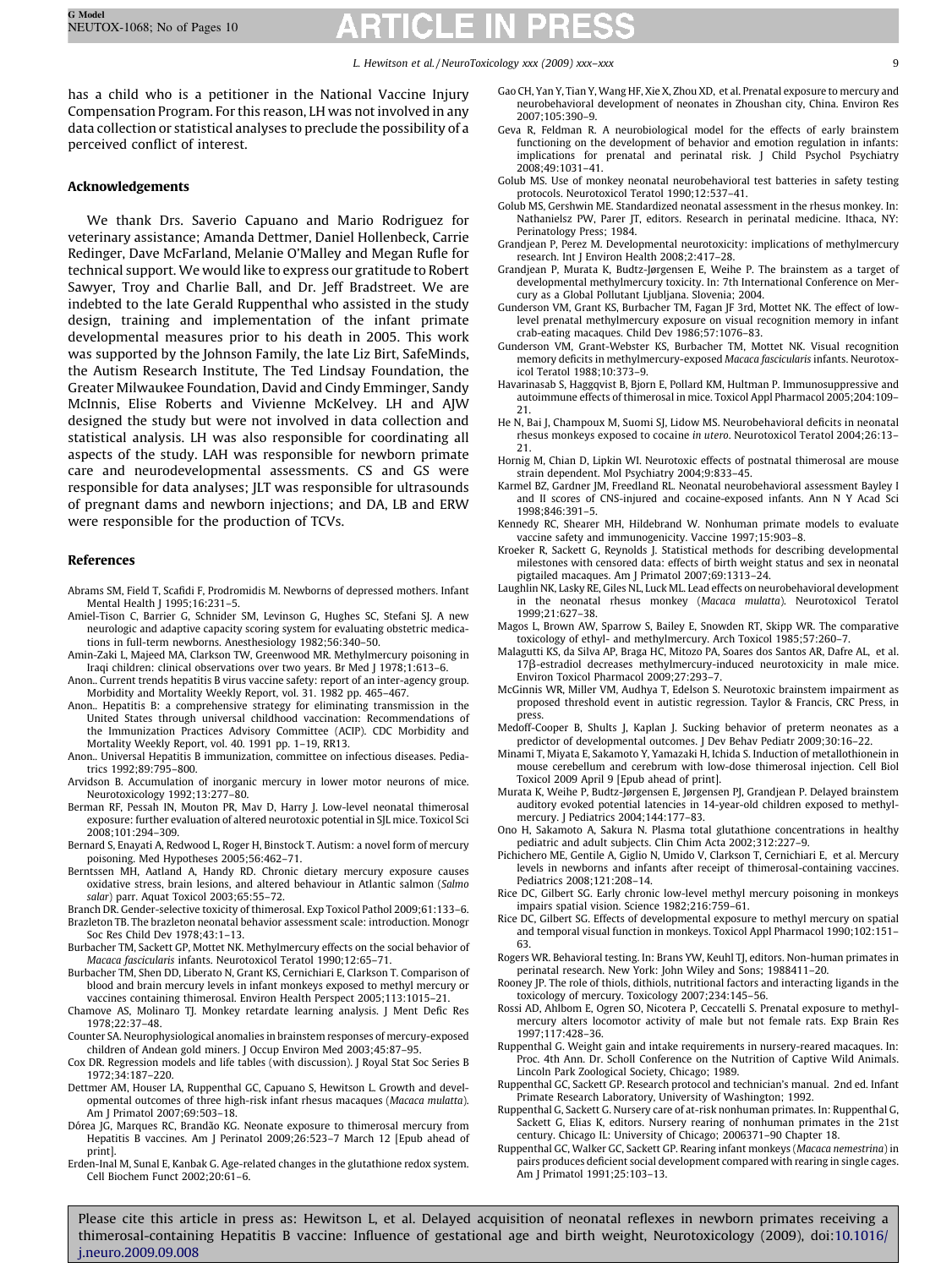has a child who is a petitioner in the National Vaccine Injury Compensation Program. For this reason, LH was not involved in any data collection or statistical analyses to preclude the possibility of a perceived conflict of interest.

## Acknowledgements

We thank Drs. Saverio Capuano and Mario Rodriguez for veterinary assistance; Amanda Dettmer, Daniel Hollenbeck, Carrie Redinger, Dave McFarland, Melanie O'Malley and Megan Rufle for technical support. We would like to express our gratitude to Robert Sawyer, Troy and Charlie Ball, and Dr. Jeff Bradstreet. We are indebted to the late Gerald Ruppenthal who assisted in the study design, training and implementation of the infant primate developmental measures prior to his death in 2005. This work was supported by the Johnson Family, the late Liz Birt, SafeMinds, the Autism Research Institute, The Ted Lindsay Foundation, the Greater Milwaukee Foundation, David and Cindy Emminger, Sandy McInnis, Elise Roberts and Vivienne McKelvey. LH and AJW designed the study but were not involved in data collection and statistical analysis. LH was also responsible for coordinating all aspects of the study. LAH was responsible for newborn primate care and neurodevelopmental assessments. CS and GS were responsible for data analyses; JLT was responsible for ultrasounds of pregnant dams and newborn injections; and DA, LB and ERW were responsible for the production of TCVs.

## References

Abrams SM, Field T, Scafidi F, Prodromidis M. Newborns of depressed mothers. Infant Mental Health J 1995;16:231–5.

Amiel-Tison C, Barrier G, Schnider SM, Levinson G, Hughes SC, Stefani SJ. A new neurologic and adaptive capacity scoring system for evaluating obstetric medications in full-term newborns. Anesthesiology 1982;56:340–50.

Amin-Zaki L, Majeed MA, Clarkson TW, Greenwood MR. Methylmercury poisoning in Iraqi children: clinical observations over two years. Br Med J 1978;1:613–6.

Anon.. Current trends hepatitis B virus vaccine safety: report of an inter-agency group. Morbidity and Mortality Weekly Report, vol. 31. 1982 pp. 465–467.

Anon.. Hepatitis B: a comprehensive strategy for eliminating transmission in the United States through universal childhood vaccination: Recommendations of the Immunization Practices Advisory Committee (ACIP). CDC Morbidity and Mortality Weekly Report, vol. 40. 1991 pp. 1–19, RR13.

Anon.. Universal Hepatitis B immunization, committee on infectious diseases. Pediatrics 1992;89:795–800.

Arvidson B. Accumulation of inorganic mercury in lower motor neurons of mice. Neurotoxicology 1992;13:277–80.

Berman RF, Pessah IN, Mouton PR, Mav D, Harry J. Low-level neonatal thimerosal exposure: further evaluation of altered neurotoxic potential in SJL mice. Toxicol Sci 2008;101:294–309.

Bernard S, Enayati A, Redwood L, Roger H, Binstock T. Autism: a novel form of mercury poisoning. Med Hypotheses 2005;56:462–71.

Berntssen MH, Aatland A, Handy RD. Chronic dietary mercury exposure causes oxidative stress, brain lesions, and altered behaviour in Atlantic salmon (*Salmo salar*) parr. Aquat Toxicol 2003;65:55–72.

Branch DR. Gender-selective toxicity of thimerosal. Exp Toxicol Pathol 2009;61:133–6.

Brazleton TB. The brazleton neonatal behavior assessment scale: introduction. Monogr Soc Res Child Dev 1978;43:1–13.

Burbacher TM, Sackett GP, Mottet NK. Methylmercury effects on the social behavior of *Macaca fascicularis* infants. Neurotoxicol Teratol 1990;12:65–71.

Burbacher TM, Shen DD, Liberato N, Grant KS, Cernichiari E, Clarkson T. Comparison of blood and brain mercury levels in infant monkeys exposed to methyl mercury or vaccines containing thimerosal. Environ Health Perspect 2005;113:1015–21.

Chamove AS, Molinaro TJ. Monkey retardate learning analysis. J Ment Defic Res 1978;22:37–48.

Counter SA. Neurophysiological anomalies in brainstem responses of mercury-exposed children of Andean gold miners. J Occup Environ Med 2003;45:87–95.

Cox DR. Regression models and life tables (with discussion). J Royal Stat Soc Series B 1972;34:187–220.

Dettmer AM, Houser LA, Ruppenthal GC, Capuano S, Hewitson L. Growth and developmental outcomes of three high-risk infant rhesus macaques (*Macaca mulatta*). Am J Primatol 2007;69:503–18.

Dórea JG, Marques RC, Brandão KG. Neonate exposure to thimerosal mercury from Hepatitis B vaccines. Am J Perinatol 2009;26:523–7 March 12 [Epub ahead of print].

Erden-Inal M, Sunal E, Kanbak G. Age-related changes in the glutathione redox system. Cell Biochem Funct 2002;20:61–6.

Gao CH, Yan Y, Tian Y, Wang HF, Xie X, Zhou XD, et al. Prenatal exposure to mercury and neurobehavioral development of neonates in Zhoushan city, China. Environ Res 2007;105:390–9.

Geva R, Feldman R. A neurobiological model for the effects of early brainstem functioning on the development of behavior and emotion regulation in infants: implications for prenatal and perinatal risk. J Child Psychol Psychiatry 2008;49:1031–41.

Golub MS. Use of monkey neonatal neurobehavioral test batteries in safety testing protocols. Neurotoxicol Teratol 1990;12:537–41.

Golub MS, Gershwin ME. Standardized neonatal assessment in the rhesus monkey. In: Nathanielsz PW, Parer JT, editors. Research in perinatal medicine. Ithaca, NY: Perinatology Press; 1984.

Grandjean P, Perez M. Developmental neurotoxicity: implications of methylmercury research. Int J Environ Health 2008;2:417–28.

Grandjean P, Murata K, Budtz-Jørgensen E, Weihe P. The brainstem as a target of developmental methylmercury toxicity. In: 7th International Conference on Mercury as a Global Pollutant Ljubljana. Slovenia; 2004.

Gunderson VM, Grant KS, Burbacher TM, Fagan JF 3rd, Mottet NK. The effect of low-level prenatal methylmercury exposure on visual recognition memory in infant crab-eating macaques. Child Dev 1986;57:1076–83.

Gunderson VM, Grant-Webster KS, Burbacher TM, Mottet NK. Visual recognition memory deficits in methylmercury-exposed *Macaca fascicularis* infants. Neurotoxicol Teratol 1988;10:373–9.

Havarinasab S, Haggqvist B, Bjorn E, Pollard KM, Hultman P. Immunosuppressive and autoimmune effects of thimerosal in mice. Toxicol Appl Pharmacol 2005;204:109–21.

He N, Bai J, Champoux M, Suomi SJ, Lidow MS. Neurobehavioral deficits in neonatal rhesus monkeys exposed to cocaine *in utero*. Neurotoxicol Teratol 2004;26:13–21.

Hornig M, Chian D, Lipkin WI. Neurotoxic effects of postnatal thimerosal are mouse strain dependent. Mol Psychiatry 2004;9:833–45.

Karmel BZ, Gardner JM, Freedland RL. Neonatal neurobehavioral assessment Bayley I and II scores of CNS-injured and cocaine-exposed infants. Ann N Y Acad Sci 1998;846:391–5.

Kennedy RC, Shearer MH, Hildebrand W. Nonhuman primate models to evaluate vaccine safety and immunogenicity. Vaccine 1997;15:903–8.

Kroeker R, Sackett G, Reynolds J. Statistical methods for describing developmental milestones with censored data: effects of birth weight status and sex in neonatal pigtailed macaques. Am J Primatol 2007;69:1313–24.

Laughlin NK, Lasky RE, Giles NL, Luck ML. Lead effects on neurobehavioral development in the neonatal rhesus monkey (*Macaca mulatta*). Neurotoxicol Teratol 1999;21:627–38.

Magos L, Brown AW, Sparrow S, Bailey E, Snowden RT, Skipp WR. The comparative toxicology of ethyl- and methylmercury. Arch Toxicol 1985;57:260–7.

Malagutti KS, da Silva AP, Braga HC, Mitozo PA, Soares dos Santos AR, Dafre AL, et al. 17β-estradiol decreases methylmercury-induced neurotoxicity in male mice. Environ Toxicol Pharmacol 2009;27:293–7.

McGinnis WR, Miller VM, Audhya T, Edelson S. Neurotoxic brainstem impairment as proposed threshold event in autistic regression. Taylor & Francis, CRC Press, in press.

Medoff-Cooper B, Shults J, Kaplan J. Sucking behavior of preterm neonates as a predictor of developmental outcomes. J Dev Behav Pediatr 2009;30:16–22.

Minami T, Miyata E, Sakamoto Y, Yamazaki H, Ichida S. Induction of metallothionein in mouse cerebellum and cerebrum with low-dose thimerosal injection. Cell Biol Toxicol 2009 April 9 [Epub ahead of print].

Murata K, Weihe P, Budtz-Jørgensen E, Jørgensen PJ, Grandjean P. Delayed brainstem auditory evoked potential latencies in 14-year-old children exposed to methylmercury. J Pediatrics 2004;144:177–83.

Ono H, Sakamoto A, Sakura N. Plasma total glutathione concentrations in healthy pediatric and adult subjects. Clin Chim Acta 2002;312:227–9.

Pichichero ME, Gentile A, Giglio N, Umido V, Clarkson T, Cernichiari E, et al. Mercury levels in newborns and infants after receipt of thimerosal-containing vaccines. Pediatrics 2008;121:208–14.

Rice DC, Gilbert SG. Early chronic low-level methyl mercury poisoning in monkeys impairs spatial vision. Science 1982;216:759–61.

Rice DC, Gilbert SG. Effects of developmental exposure to methyl mercury on spatial and temporal visual function in monkeys. Toxicol Appl Pharmacol 1990;102:151–63.

Rogers WR. Behavioral testing. In: Brans YW, Keuhl TJ, editors. Non-human primates in perinatal research. New York: John Wiley and Sons; 1988411–20.

Rooney JP. The role of thiols, dithiols, nutritional factors and interacting ligands in the toxicology of mercury. Toxicology 2007;234:145–56.

Rossi AD, Ahlbom E, Ogren SO, Nicotera P, Ceccatelli S. Prenatal exposure to methylmercury alters locomotor activity of male but not female rats. Exp Brain Res 1997;117:428–36.

Ruppenthal G. Weight gain and intake requirements in nursery-reared macaques. In: Proc. 4th Ann. Dr. Scholl Conference on the Nutrition of Captive Wild Animals. Lincoln Park Zoological Society, Chicago; 1989.

Ruppenthal GC, Sackett GP. Research protocol and technician's manual. 2nd ed. Infant Primate Research Laboratory, University of Washington; 1992.

Ruppenthal G, Sackett G. Nursery care of at-risk nonhuman primates. In: Ruppenthal G, Sackett G, Elias K, editors. Nursery rearing of nonhuman primates in the 21st century. Chicago IL: University of Chicago; 2006371–90 Chapter 18.

Ruppenthal GC, Walker GC, Sackett GP. Rearing infant monkeys (*Macaca nemestrina*) in pairs produces deficient social development compared with rearing in single cages. Am J Primatol 1991;25:103–13.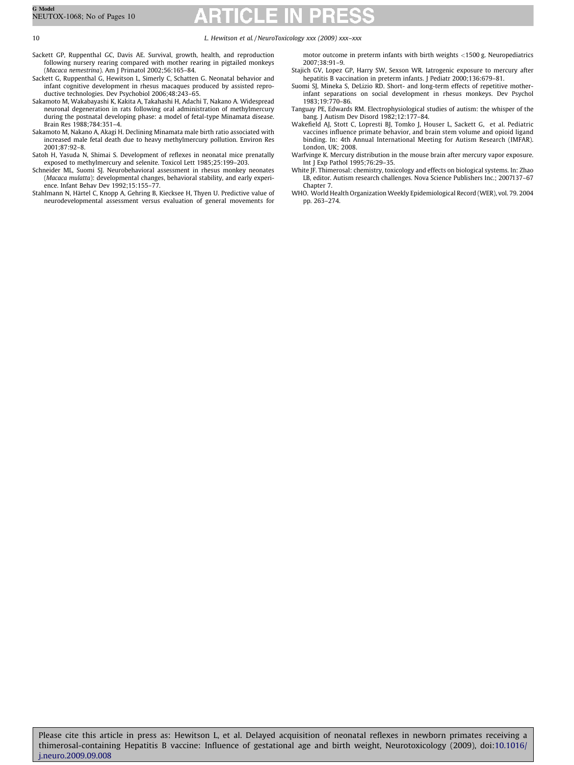Sackett GP, Ruppenthal GC, Davis AE. Survival, growth, health, and reproduction following nursery rearing compared with mother rearing in pigtailed monkeys (*Macaca nemestrina*). Am J Primatol 2002;56:165–84.

Sackett G, Ruppenthal G, Hewitson L, Simerly C, Schatten G. Neonatal behavior and infant cognitive development in rhesus macaques produced by assisted reproductive technologies. Dev Psychobiol 2006;48:243–65.

Sakamoto M, Wakabayashi K, Kakita A, Takahashi H, Adachi T, Nakano A. Widespread neuronal degeneration in rats following oral administration of methylmercury during the postnatal developing phase: a model of fetal-type Minamata disease. Brain Res 1988;784:351–4.

Sakamoto M, Nakano A, Akagi H. Declining Minamata male birth ratio associated with increased male fetal death due to heavy methylmercury pollution. Environ Res 2001;87:92–8.

Satoh H, Yasuda N, Shimai S. Development of reflexes in neonatal mice prenatally exposed to methylmercury and selenite. Toxicol Lett 1985;25:199–203.

Schneider ML, Suomi SJ. Neurobehavioral assessment in rhesus monkey neonates (*Macaca mulatta*): developmental changes, behavioral stability, and early experience. Infant Behav Dev 1992;15:155–77.

Stahlmann N, Härtel C, Knopp A, Gehring B, Kiecksee H, Thyen U. Predictive value of neurodevelopmental assessment versus evaluation of general movements for motor outcome in preterm infants with birth weights <1500 g. Neuropediatrics 2007;38:91–9.

Stajich GV, Lopez GP, Harry SW, Sexson WR. Iatrogenic exposure to mercury after hepatitis B vaccination in preterm infants. J Pediatr 2000;136:679–81.

Suomi SJ, Mineka S, DeLizio RD. Short- and long-term effects of repetitive mother-infant separations on social development in rhesus monkeys. Dev Psychol 1983;19:770–86.

Tanguay PE, Edwards RM. Electrophysiological studies of autism: the whisper of the bang. J Autism Dev Disord 1982;12:177–84.

Wakefield AJ, Stott C, Lopresti BJ, Tomko J, Houser L, Sackett G, et al. Pediatric vaccines influence primate behavior, and brain stem volume and opioid ligand binding. In: 4th Annual International Meeting for Autism Research (IMFAR). London, UK; 2008.

Warfvinge K. Mercury distribution in the mouse brain after mercury vapor exposure. Int J Exp Pathol 1995;76:29–35.

White JF. Thimerosal: chemistry, toxicology and effects on biological systems. In: Zhao LB, editor. Autism research challenges. Nova Science Publishers Inc.; 2007137–67 Chapter 7.

WHO. World Health Organization Weekly Epidemiological Record (WER), vol. 79. 2004 pp. 263–274.

Please cite this article in press as: Hewitson L, et al. Delayed acquisition of neonatal reflexes in newborn primates receiving a thimerosal-containing Hepatitis B vaccine: Influence of gestational age and birth weight, Neurotoxicology (2009), doi:10.1016/j.neuro.2009.09.008